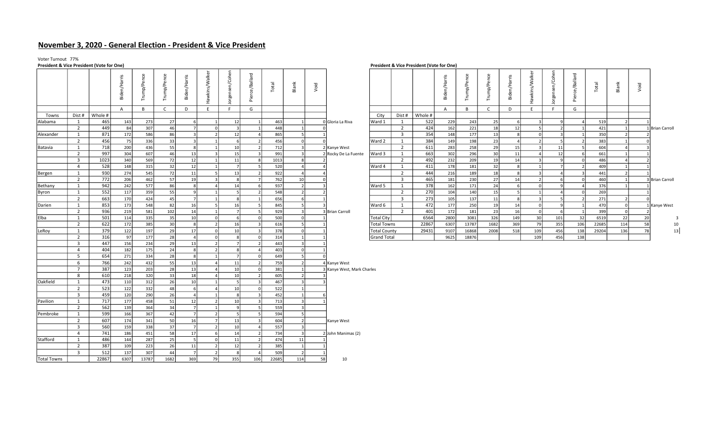# November 3, 2020 - General Election - President & Vice President

Voter Turnout 77%

**President & Vice President (Vote for One)**

| | | | Biden/Harris | Trump/Pence | Trump/Pence | Biden/Harris | Hawkins/Walker | Jorgensen/Cohen | Pierce/Ballard | Total | Blank | Void | |
|---|---|---|---|---|---|---|---|---|---|---|---|---|---|
| | | | A | B | C | D | E | F | G | | | | |
| Towns | Dist # | Whole # | | | | | | | | | | | |
| Alabama | 1 | 465 | 143 | 273 | 27 | 6 | 1 | 12 | 1 | 463 | 1 | 0 | Gloria La Riva |
| | 2 | 449 | 84 | 307 | 46 | 7 | 0 | 3 | 1 | 448 | 1 | 0 | |
| Alexander | 1 | 871 | 172 | 586 | 86 | 3 | 2 | 12 | 4 | 865 | 5 | 1 | |
| | 2 | 456 | 75 | 336 | 33 | 3 | 1 | 6 | 2 | 456 | 0 | 0 | |
| Batavia | 1 | 718 | 200 | 436 | 55 | 8 | 1 | 10 | 2 | 712 | 3 | 2 | Kanye West |
| | 2 | 997 | 304 | 607 | 46 | 13 | 3 | 15 | 3 | 991 | 3 | 2 | Rocky De La Fuente |
| | 3 | 1023 | 340 | 569 | 72 | 12 | 1 | 11 | 8 | 1013 | 8 | 2 | |
| | 4 | 528 | 148 | 315 | 32 | 12 | 1 | 7 | 5 | 520 | 4 | 4 | |
| Bergen | 1 | 930 | 274 | 545 | 72 | 11 | 5 | 13 | 2 | 922 | 4 | 4 | |
| | 2 | 772 | 206 | 462 | 57 | 19 | 3 | 8 | 7 | 762 | 10 | 0 | |
| Bethany | 1 | 942 | 242 | 577 | 86 | 8 | 4 | 14 | 6 | 937 | 2 | 3 | |
| Byron | 1 | 552 | 117 | 359 | 55 | 9 | 1 | 5 | 2 | 548 | 2 | 2 | |
| | 2 | 663 | 170 | 424 | 45 | 7 | 1 | 8 | 1 | 656 | 6 | 1 | |
| Darien | 1 | 853 | 173 | 548 | 82 | 16 | 5 | 16 | 5 | 845 | 5 | 3 | |
| | 2 | 936 | 219 | 581 | 102 | 14 | 1 | 7 | 5 | 929 | 3 | 3 | Brian Carroll |
| Elba | 1 | 501 | 114 | 335 | 35 | 10 | 0 | 6 | 0 | 500 | 0 | 1 | |
| | 2 | 622 | 172 | 385 | 30 | 8 | 2 | 16 | 3 | 616 | 5 | 1 | |
| LeRoy | 1 | 379 | 122 | 197 | 29 | 17 | 0 | 10 | 3 | 378 | 0 | 1 | |
| | 2 | 316 | 97 | 177 | 28 | 4 | 0 | 8 | 0 | 314 | 1 | 1 | |
| | 3 | 447 | 156 | 234 | 29 | 13 | 2 | 7 | 2 | 443 | 3 | 1 | |
| | 4 | 404 | 182 | 175 | 24 | 8 | 2 | 8 | 4 | 403 | 0 | 1 | |
| | 5 | 654 | 271 | 334 | 28 | 8 | 1 | 7 | 0 | 649 | 5 | 0 | |
| | 6 | 766 | 242 | 432 | 55 | 13 | 4 | 11 | 2 | 759 | 2 | 4 | Kanye West |
| | 7 | 387 | 123 | 203 | 28 | 13 | 4 | 10 | 0 | 381 | 1 | 3 | Kanye West, Mark Charles |
| | 8 | 610 | 218 | 320 | 33 | 18 | 4 | 10 | 2 | 605 | 2 | 3 | |
| Oakfield | 1 | 473 | 110 | 312 | 26 | 10 | 1 | 5 | 3 | 467 | 3 | 3 | |
| | 2 | 523 | 122 | 332 | 48 | 6 | 4 | 10 | 0 | 522 | 1 | | |
| | 3 | 459 | 120 | 290 | 26 | 4 | 1 | 8 | 3 | 452 | 1 | 6 | |
| Pavilion | 1 | 717 | 177 | 458 | 51 | 12 | 2 | 10 | 3 | 713 | 3 | 1 | |
| | 2 | 562 | 139 | 364 | 34 | 7 | 1 | 9 | 5 | 559 | 3 | | |
| Pembroke | 1 | 599 | 166 | 367 | 42 | 7 | 2 | 5 | 5 | 594 | 5 | | |
| | 2 | 607 | 174 | 341 | 50 | 16 | 7 | 13 | 3 | 604 | 2 | | Kanye West |
| | 3 | 560 | 159 | 338 | 37 | 7 | 2 | 10 | 4 | 557 | 3 | | |
| | 4 | 741 | 186 | 451 | 58 | 17 | 6 | 14 | 2 | 734 | 3 | 2 | John Manimas (2) |
| Stafford | 1 | 486 | 144 | 287 | 25 | 5 | 0 | 11 | 2 | 474 | 11 | 1 | |
| | 2 | 387 | 109 | 223 | 26 | 11 | 2 | 12 | 2 | 385 | 1 | 1 | |
| | 3 | 512 | 137 | 307 | 44 | 7 | 2 | 8 | 4 | 509 | 2 | 1 | |
| Total Towns | | 22867 | 6307 | 13787 | 1682 | 369 | 79 | 355 | 106 | 22685 | 114 | 58 | 10 |

**President & Vice President (Vote for One)**

| | | | Biden/Harris | Trump/Pence | Trump/Pence | Biden/Harris | Hawkins/Walker | Jorgensen/Cohen | Pierce/Ballard | Total | Blank | Void | | |
|---|---|---|---|---|---|---|---|---|---|---|---|---|---|---|
| | | | A | B | C | D | E | F | G | | | | | |
| City | Dist # | Whole # | | | | | | | | | | | | |
| Ward 1 | 1 | 522 | 229 | 243 | 25 | 6 | 3 | 9 | 4 | 519 | 2 | 1 | | |
| | 2 | 424 | 162 | 221 | 18 | 12 | 5 | 2 | 1 | 421 | 1 | 1 | Brian Carroll | |
| | 3 | 354 | 148 | 177 | 13 | 8 | 0 | 3 | 1 | 350 | 2 | 2 | | |
| Ward 2 | 1 | 384 | 149 | 198 | 23 | 4 | 2 | 5 | 2 | 383 | 1 | 0 | | |
| | 2 | 611 | 283 | 258 | 29 | 15 | 3 | 11 | 5 | 604 | 4 | 3 | | |
| Ward 3 | 1 | 663 | 302 | 296 | 30 | 11 | 4 | 12 | 6 | 661 | 1 | 1 | | |
| | 2 | 492 | 232 | 209 | 19 | 14 | 3 | 9 | 0 | 486 | 4 | 2 | | |
| Ward 4 | 1 | 411 | 178 | 181 | 32 | 8 | 1 | 7 | 2 | 409 | 1 | 1 | | |
| | 2 | 444 | 216 | 189 | 18 | 8 | 3 | 4 | 3 | 441 | 2 | 1 | | |
| | 3 | 465 | 181 | 230 | 27 | 14 | 2 | 6 | 0 | 460 | 1 | 3 | Brian Carroll | |
| Ward 5 | 1 | 378 | 162 | 171 | 24 | 6 | 0 | 9 | 4 | 376 | 1 | 1 | | |
| | 2 | 270 | 104 | 140 | 15 | 5 | 1 | 4 | 0 | 269 | | 1 | | |
| | 3 | 273 | 105 | 137 | 11 | 8 | 3 | 5 | 2 | 271 | 2 | 0 | | |
| Ward 6 | 1 | 472 | 177 | 250 | 19 | 14 | 0 | 9 | 1 | 470 | 0 | 1 | Kanye West | |
| | 2 | 401 | 172 | 181 | 23 | 16 | 0 | 6 | 1 | 399 | 0 | 2 | | |
| Total City | | 6564 | 2800 | 3081 | 326 | 149 | 30 | 101 | 32 | 6519 | 22 | 20 | | 3 |
| Total Towns | | 22867 | 6307 | 13787 | 1682 | 369 | 79 | 355 | 106 | 22685 | 114 | 58 | | 10 |
| Total County | | 29431 | 9107 | 16868 | 2008 | 518 | 109 | 456 | 138 | 29204 | 136 | 78 | | 13 |
| Grand Total | | | 9625 | 18876 | | | 109 | 456 | 138 | | | | | |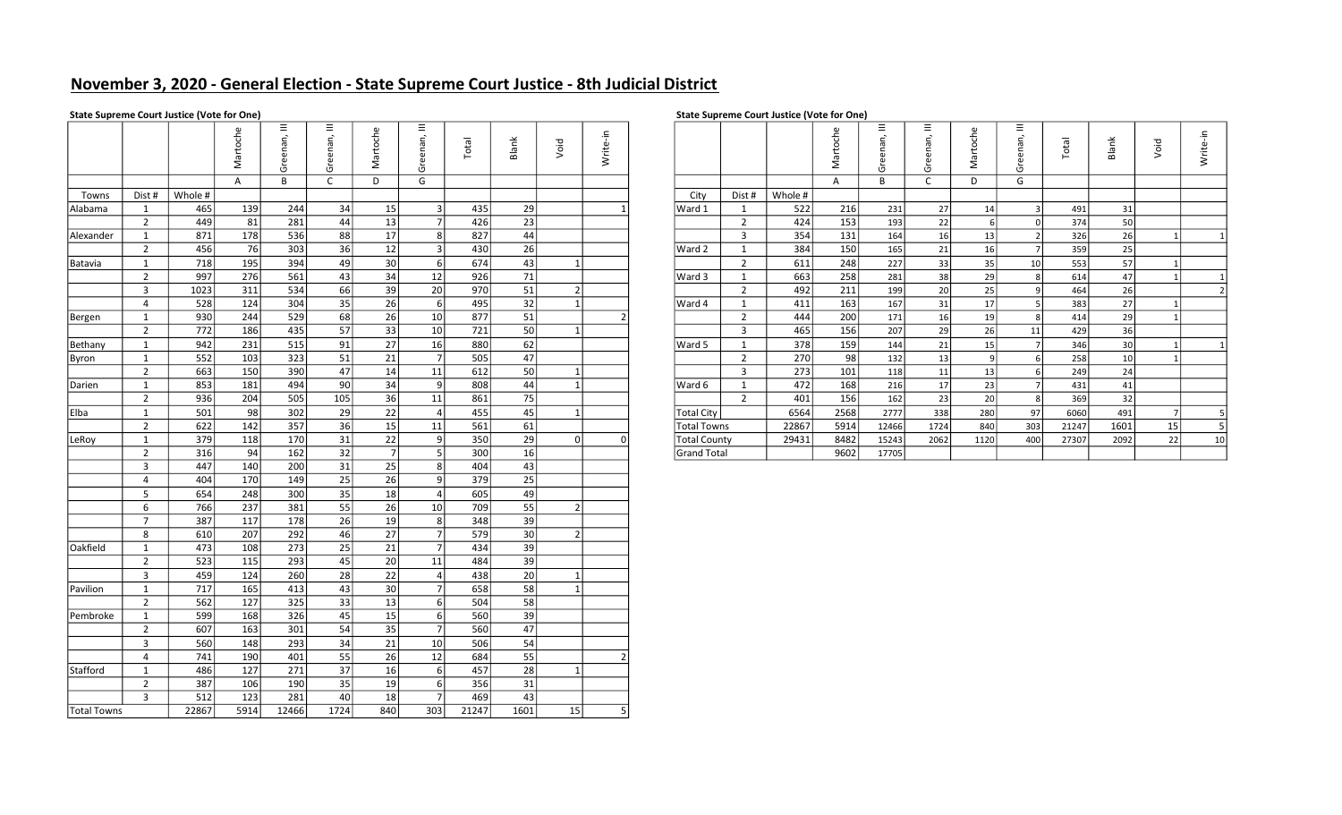# November 3, 2020 - General Election - State Supreme Court Justice - 8th Judicial District

**State Supreme Court Justice (Vote for One)**

| | | | Martoche | Greenan, III | Greenan, III | Martoche | Greenan, III | Total | Blank | Void | Write-in |
|---|---|---|---|---|---|---|---|---|---|---|---|
| | | | A | B | C | D | G | | | | |
| Towns | Dist # | Whole # | | | | | | | | | |
| Alabama | 1 | 465 | 139 | 244 | 34 | 15 | 3 | 435 | 29 | | 1 |
| | 2 | 449 | 81 | 281 | 44 | 13 | 7 | 426 | 23 | | |
| Alexander | 1 | 871 | 178 | 536 | 88 | 17 | 8 | 827 | 44 | | |
| | 2 | 456 | 76 | 303 | 36 | 12 | 3 | 430 | 26 | | |
| Batavia | 1 | 718 | 195 | 394 | 49 | 30 | 6 | 674 | 43 | 1 | |
| | 2 | 997 | 276 | 561 | 43 | 34 | 12 | 926 | 71 | | |
| | 3 | 1023 | 311 | 534 | 66 | 39 | 20 | 970 | 51 | 2 | |
| | 4 | 528 | 124 | 304 | 35 | 26 | 6 | 495 | 32 | 1 | |
| Bergen | 1 | 930 | 244 | 529 | 68 | 26 | 10 | 877 | 51 | | 2 |
| | 2 | 772 | 186 | 435 | 57 | 33 | 10 | 721 | 50 | 1 | |
| Bethany | 1 | 942 | 231 | 515 | 91 | 27 | 16 | 880 | 62 | | |
| Byron | 1 | 552 | 103 | 323 | 51 | 21 | 7 | 505 | 47 | | |
| | 2 | 663 | 150 | 390 | 47 | 14 | 11 | 612 | 50 | 1 | |
| Darien | 1 | 853 | 181 | 494 | 90 | 34 | 9 | 808 | 44 | 1 | |
| | 2 | 936 | 204 | 505 | 105 | 36 | 11 | 861 | 75 | | |
| Elba | 1 | 501 | 98 | 302 | 29 | 22 | 4 | 455 | 45 | 1 | |
| | 2 | 622 | 142 | 357 | 36 | 15 | 11 | 561 | 61 | | |
| LeRoy | 1 | 379 | 118 | 170 | 31 | 22 | 9 | 350 | 29 | 0 | 0 |
| | 2 | 316 | 94 | 162 | 32 | 7 | 5 | 300 | 16 | | |
| | 3 | 447 | 140 | 200 | 31 | 25 | 8 | 404 | 43 | | |
| | 4 | 404 | 170 | 149 | 25 | 26 | 9 | 379 | 25 | | |
| | 5 | 654 | 248 | 300 | 35 | 18 | 4 | 605 | 49 | | |
| | 6 | 766 | 237 | 381 | 55 | 26 | 10 | 709 | 55 | 2 | |
| | 7 | 387 | 117 | 178 | 26 | 19 | 8 | 348 | 39 | | |
| | 8 | 610 | 207 | 292 | 46 | 27 | 7 | 579 | 30 | 2 | |
| Oakfield | 1 | 473 | 108 | 273 | 25 | 21 | 7 | 434 | 39 | | |
| | 2 | 523 | 115 | 293 | 45 | 20 | 11 | 484 | 39 | | |
| | 3 | 459 | 124 | 260 | 28 | 22 | 4 | 438 | 20 | 1 | |
| Pavilion | 1 | 717 | 165 | 413 | 43 | 30 | 7 | 658 | 58 | 1 | |
| | 2 | 562 | 127 | 325 | 33 | 13 | 6 | 504 | 58 | | |
| Pembroke | 1 | 599 | 168 | 326 | 45 | 15 | 6 | 560 | 39 | | |
| | 2 | 607 | 163 | 301 | 54 | 35 | 7 | 560 | 47 | | |
| | 3 | 560 | 148 | 293 | 34 | 21 | 10 | 506 | 54 | | |
| | 4 | 741 | 190 | 401 | 55 | 26 | 12 | 684 | 55 | | 2 |
| Stafford | 1 | 486 | 127 | 271 | 37 | 16 | 6 | 457 | 28 | 1 | |
| | 2 | 387 | 106 | 190 | 35 | 19 | 6 | 356 | 31 | | |
| | 3 | 512 | 123 | 281 | 40 | 18 | 7 | 469 | 43 | | |
| Total Towns | | 22867 | 5914 | 12466 | 1724 | 840 | 303 | 21247 | 1601 | 15 | 5 |

**State Supreme Court Justice (Vote for One)**

| | | | Martoche | Greenan, III | Greenan, III | Martoche | Greenan, III | Total | Blank | Void | Write-in |
|---|---|---|---|---|---|---|---|---|---|---|---|
| | | | A | B | C | D | G | | | | |
| City | Dist # | Whole # | | | | | | | | | |
| Ward 1 | 1 | 522 | 216 | 231 | 27 | 14 | 3 | 491 | 31 | | |
| | 2 | 424 | 153 | 193 | 22 | 6 | 0 | 374 | 50 | | |
| | 3 | 354 | 131 | 164 | 16 | 13 | 2 | 326 | 26 | 1 | 1 |
| Ward 2 | 1 | 384 | 150 | 165 | 21 | 16 | 7 | 359 | 25 | | |
| | 2 | 611 | 248 | 227 | 33 | 35 | 10 | 553 | 57 | 1 | |
| Ward 3 | 1 | 663 | 258 | 281 | 38 | 29 | 8 | 614 | 47 | 1 | 1 |
| | 2 | 492 | 211 | 199 | 20 | 25 | 9 | 464 | 26 | | 2 |
| Ward 4 | 1 | 411 | 163 | 167 | 31 | 17 | 5 | 383 | 27 | 1 | |
| | 2 | 444 | 200 | 171 | 16 | 19 | 8 | 414 | 29 | 1 | |
| | 3 | 465 | 156 | 207 | 29 | 26 | 11 | 429 | 36 | | |
| Ward 5 | 1 | 378 | 159 | 144 | 21 | 15 | 7 | 346 | 30 | 1 | 1 |
| | 2 | 270 | 98 | 132 | 13 | 9 | 6 | 258 | 10 | 1 | |
| | 3 | 273 | 101 | 118 | 11 | 13 | 6 | 249 | 24 | | |
| Ward 6 | 1 | 472 | 168 | 216 | 17 | 23 | 7 | 431 | 41 | | |
| | 2 | 401 | 156 | 162 | 23 | 20 | 8 | 369 | 32 | | |
| Total City | | 6564 | 2568 | 2777 | 338 | 280 | 97 | 6060 | 491 | 7 | 5 |
| Total Towns | | 22867 | 5914 | 12466 | 1724 | 840 | 303 | 21247 | 1601 | 15 | 5 |
| Total County | | 29431 | 8482 | 15243 | 2062 | 1120 | 400 | 27307 | 2092 | 22 | 10 |
| Grand Total | | | 9602 | 17705 | | | | | | | |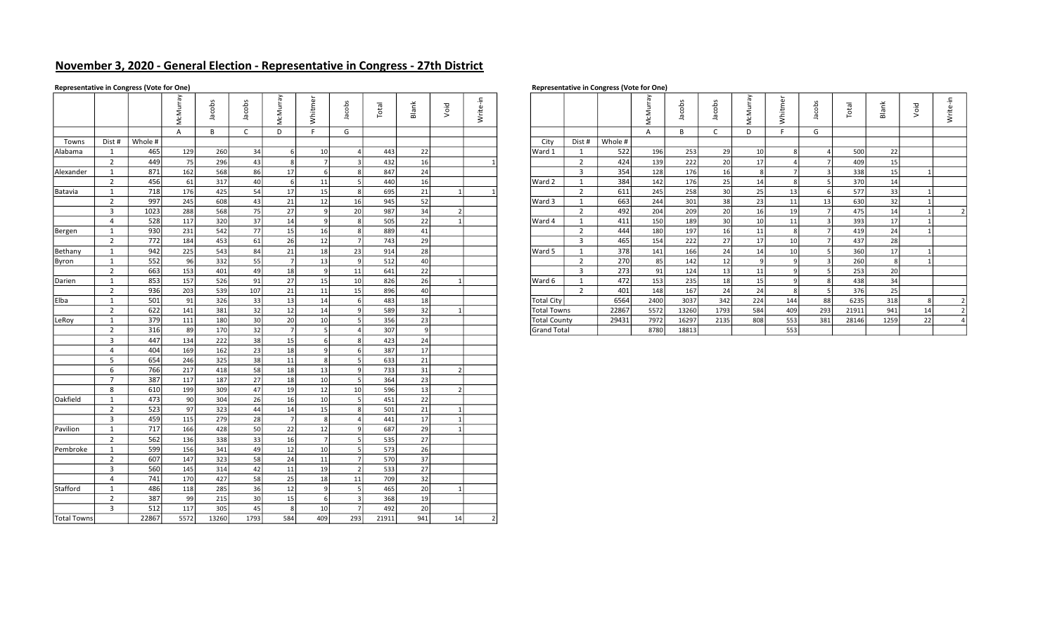## November 3, 2020 - General Election - Representative in Congress - 27th District

**Representative in Congress (Vote for One)**

| | | | McMurray | Jacobs | Jacobs | McMurray | Whitmer | Jacobs | Total | Blank | Void | Write-in |
|---|---|---|---|---|---|---|---|---|---|---|---|---|
| | | | A | B | C | D | F | G | | | | |
| Towns | Dist # | Whole # | | | | | | | | | | |
| Alabama | 1 | 465 | 129 | 260 | 34 | 6 | 10 | 4 | 443 | 22 | | |
| | 2 | 449 | 75 | 296 | 43 | 8 | 7 | 3 | 432 | 16 | | 1 |
| Alexander | 1 | 871 | 162 | 568 | 86 | 17 | 6 | 8 | 847 | 24 | | |
| | 2 | 456 | 61 | 317 | 40 | 6 | 11 | 5 | 440 | 16 | | |
| Batavia | 1 | 718 | 176 | 425 | 54 | 17 | 15 | 8 | 695 | 21 | 1 | 1 |
| | 2 | 997 | 245 | 608 | 43 | 21 | 12 | 16 | 945 | 52 | | |
| | 3 | 1023 | 288 | 568 | 75 | 27 | 9 | 20 | 987 | 34 | 2 | |
| | 4 | 528 | 117 | 320 | 37 | 14 | 9 | 8 | 505 | 22 | 1 | |
| Bergen | 1 | 930 | 231 | 542 | 77 | 15 | 16 | 8 | 889 | 41 | | |
| | 2 | 772 | 184 | 453 | 61 | 26 | 12 | 7 | 743 | 29 | | |
| Bethany | 1 | 942 | 225 | 543 | 84 | 21 | 18 | 23 | 914 | 28 | | |
| Byron | 1 | 552 | 96 | 332 | 55 | 7 | 13 | 9 | 512 | 40 | | |
| | 2 | 663 | 153 | 401 | 49 | 18 | 9 | 11 | 641 | 22 | | |
| Darien | 1 | 853 | 157 | 526 | 91 | 27 | 15 | 10 | 826 | 26 | 1 | |
| | 2 | 936 | 203 | 539 | 107 | 21 | 11 | 15 | 896 | 40 | | |
| Elba | 1 | 501 | 91 | 326 | 33 | 13 | 14 | 6 | 483 | 18 | | |
| | 2 | 622 | 141 | 381 | 32 | 12 | 14 | 9 | 589 | 32 | 1 | |
| LeRoy | 1 | 379 | 111 | 180 | 30 | 20 | 10 | 5 | 356 | 23 | | |
| | 2 | 316 | 89 | 170 | 32 | 7 | 5 | 4 | 307 | 9 | | |
| | 3 | 447 | 134 | 222 | 38 | 15 | 6 | 8 | 423 | 24 | | |
| | 4 | 404 | 169 | 162 | 23 | 18 | 9 | 6 | 387 | 17 | | |
| | 5 | 654 | 246 | 325 | 38 | 11 | 8 | 5 | 633 | 21 | | |
| | 6 | 766 | 217 | 418 | 58 | 18 | 13 | 9 | 733 | 31 | 2 | |
| | 7 | 387 | 117 | 187 | 27 | 18 | 10 | 5 | 364 | 23 | | |
| | 8 | 610 | 199 | 309 | 47 | 19 | 12 | 10 | 596 | 13 | 2 | |
| Oakfield | 1 | 473 | 90 | 304 | 26 | 16 | 10 | 5 | 451 | 22 | | |
| | 2 | 523 | 97 | 323 | 44 | 14 | 15 | 8 | 501 | 21 | 1 | |
| | 3 | 459 | 115 | 279 | 28 | 7 | 8 | 4 | 441 | 17 | 1 | |
| Pavilion | 1 | 717 | 166 | 428 | 50 | 22 | 12 | 9 | 687 | 29 | 1 | |
| | 2 | 562 | 136 | 338 | 33 | 16 | 7 | 5 | 535 | 27 | | |
| Pembroke | 1 | 599 | 156 | 341 | 49 | 12 | 10 | 5 | 573 | 26 | | |
| | 2 | 607 | 147 | 323 | 58 | 24 | 11 | 7 | 570 | 37 | | |
| | 3 | 560 | 145 | 314 | 42 | 11 | 19 | 2 | 533 | 27 | | |
| | 4 | 741 | 170 | 427 | 58 | 25 | 18 | 11 | 709 | 32 | | |
| Stafford | 1 | 486 | 118 | 285 | 36 | 12 | 9 | 5 | 465 | 20 | 1 | |
| | 2 | 387 | 99 | 215 | 30 | 15 | 6 | 3 | 368 | 19 | | |
| | 3 | 512 | 117 | 305 | 45 | 8 | 10 | 7 | 492 | 20 | | |
| Total Towns | | 22867 | 5572 | 13260 | 1793 | 584 | 409 | 293 | 21911 | 941 | 14 | 2 |

**Representative in Congress (Vote for One)**

| | | | McMurray | Jacobs | Jacobs | McMurray | Whitmer | Jacobs | Total | Blank | Void | Write-in |
|---|---|---|---|---|---|---|---|---|---|---|---|---|
| | | | A | B | C | D | F | G | | | | |
| City | Dist # | Whole # | | | | | | | | | | |
| Ward 1 | 1 | 522 | 196 | 253 | 29 | 10 | 8 | 4 | 500 | 22 | | |
| | 2 | 424 | 139 | 222 | 20 | 17 | 4 | 7 | 409 | 15 | | |
| | 3 | 354 | 128 | 176 | 16 | 8 | 7 | 3 | 338 | 15 | 1 | |
| Ward 2 | 1 | 384 | 142 | 176 | 25 | 14 | 8 | 5 | 370 | 14 | | |
| | 2 | 611 | 245 | 258 | 30 | 25 | 13 | 6 | 577 | 33 | 1 | |
| Ward 3 | 1 | 663 | 244 | 301 | 38 | 23 | 11 | 13 | 630 | 32 | 1 | |
| | 2 | 492 | 204 | 209 | 20 | 16 | 19 | 7 | 475 | 14 | 1 | 2 |
| Ward 4 | 1 | 411 | 150 | 189 | 30 | 10 | 11 | 3 | 393 | 17 | 1 | |
| | 2 | 444 | 180 | 197 | 16 | 11 | 8 | 7 | 419 | 24 | 1 | |
| | 3 | 465 | 154 | 222 | 27 | 17 | 10 | 7 | 437 | 28 | | |
| Ward 5 | 1 | 378 | 141 | 166 | 24 | 14 | 10 | 5 | 360 | 17 | 1 | |
| | 2 | 270 | 85 | 142 | 12 | 9 | 9 | 3 | 260 | 8 | 1 | |
| | 3 | 273 | 91 | 124 | 13 | 11 | 9 | 5 | 253 | 20 | | |
| Ward 6 | 1 | 472 | 153 | 235 | 18 | 15 | 9 | 8 | 438 | 34 | | |
| | 2 | 401 | 148 | 167 | 24 | 24 | 8 | 5 | 376 | 25 | | |
| Total City | | 6564 | 2400 | 3037 | 342 | 224 | 144 | 88 | 6235 | 318 | 8 | 2 |
| Total Towns | | 22867 | 5572 | 13260 | 1793 | 584 | 409 | 293 | 21911 | 941 | 14 | 2 |
| Total County | | 29431 | 7972 | 16297 | 2135 | 808 | 553 | 381 | 28146 | 1259 | 22 | 4 |
| Grand Total | | | 8780 | 18813 | | | 553 | | | | | |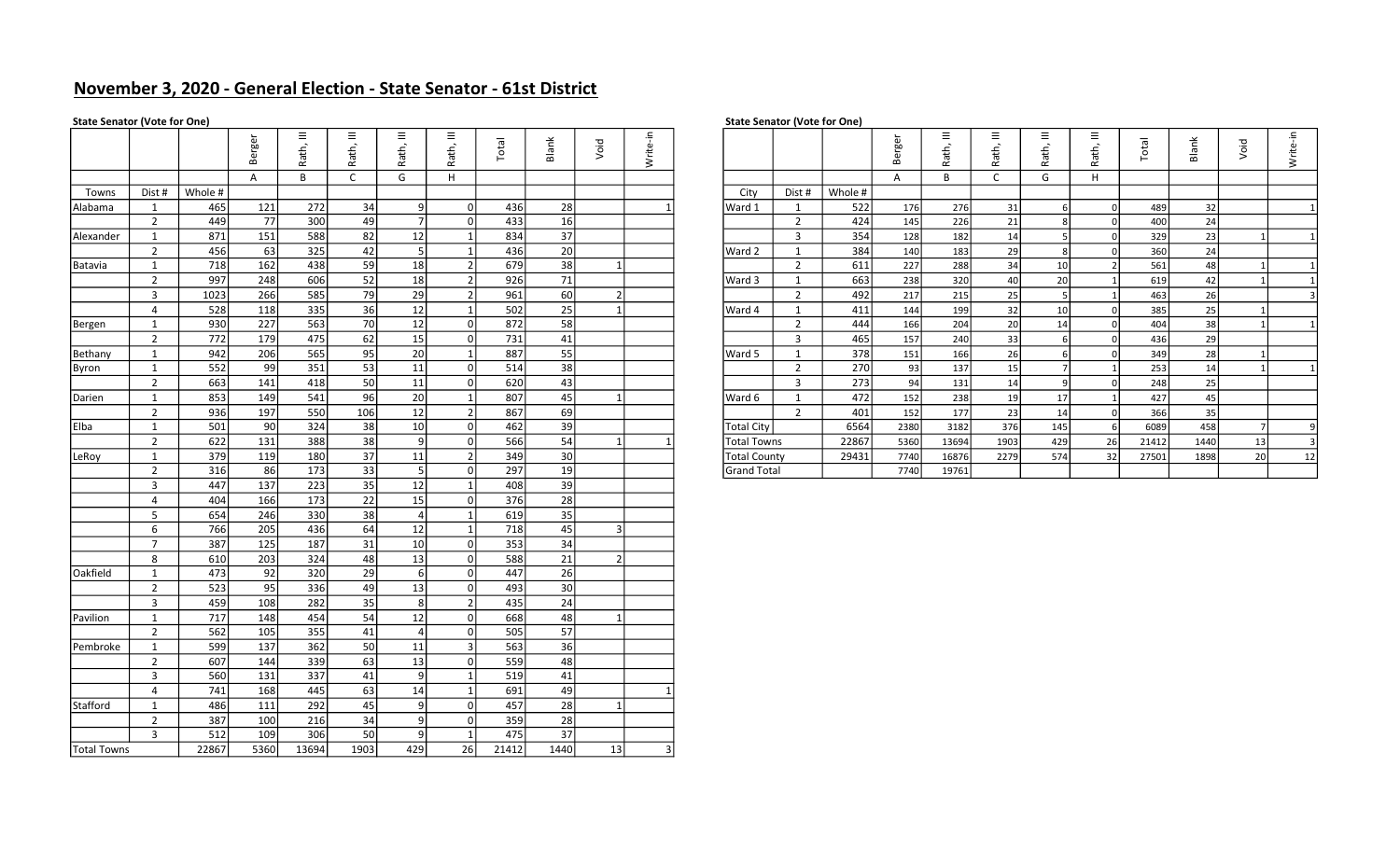## November 3, 2020 - General Election - State Senator - 61st District

**State Senator (Vote for One)**

| | | | Berger | Rath, III | Rath, III | Rath, III | Rath, III | Total | Blank | Void | Write-in |
|---|---|---|---|---|---|---|---|---|---|---|---|
| | | | A | B | C | G | H | | | | |
| Towns | Dist # | Whole # | | | | | | | | | |
| Alabama | 1 | 465 | 121 | 272 | 34 | 9 | 0 | 436 | 28 | | 1 |
| | 2 | 449 | 77 | 300 | 49 | 7 | 0 | 433 | 16 | | |
| Alexander | 1 | 871 | 151 | 588 | 82 | 12 | 1 | 834 | 37 | | |
| | 2 | 456 | 63 | 325 | 42 | 5 | 1 | 436 | 20 | | |
| Batavia | 1 | 718 | 162 | 438 | 59 | 18 | 2 | 679 | 38 | 1 | |
| | 2 | 997 | 248 | 606 | 52 | 18 | 2 | 926 | 71 | | |
| | 3 | 1023 | 266 | 585 | 79 | 29 | 2 | 961 | 60 | 2 | |
| | 4 | 528 | 118 | 335 | 36 | 12 | 1 | 502 | 25 | 1 | |
| Bergen | 1 | 930 | 227 | 563 | 70 | 12 | 0 | 872 | 58 | | |
| | 2 | 772 | 179 | 475 | 62 | 15 | 0 | 731 | 41 | | |
| Bethany | 1 | 942 | 206 | 565 | 95 | 20 | 1 | 887 | 55 | | |
| Byron | 1 | 552 | 99 | 351 | 53 | 11 | 0 | 514 | 38 | | |
| | 2 | 663 | 141 | 418 | 50 | 11 | 0 | 620 | 43 | | |
| Darien | 1 | 853 | 149 | 541 | 96 | 20 | 1 | 807 | 45 | 1 | |
| | 2 | 936 | 197 | 550 | 106 | 12 | 2 | 867 | 69 | | |
| Elba | 1 | 501 | 90 | 324 | 38 | 10 | 0 | 462 | 39 | | |
| | 2 | 622 | 131 | 388 | 38 | 9 | 0 | 566 | 54 | 1 | 1 |
| LeRoy | 1 | 379 | 119 | 180 | 37 | 11 | 2 | 349 | 30 | | |
| | 2 | 316 | 86 | 173 | 33 | 5 | 0 | 297 | 19 | | |
| | 3 | 447 | 137 | 223 | 35 | 12 | 1 | 408 | 39 | | |
| | 4 | 404 | 166 | 173 | 22 | 15 | 0 | 376 | 28 | | |
| | 5 | 654 | 246 | 330 | 38 | 4 | 1 | 619 | 35 | | |
| | 6 | 766 | 205 | 436 | 64 | 12 | 1 | 718 | 45 | 3 | |
| | 7 | 387 | 125 | 187 | 31 | 10 | 0 | 353 | 34 | | |
| | 8 | 610 | 203 | 324 | 48 | 13 | 0 | 588 | 21 | 2 | |
| Oakfield | 1 | 473 | 92 | 320 | 29 | 6 | 0 | 447 | 26 | | |
| | 2 | 523 | 95 | 336 | 49 | 13 | 0 | 493 | 30 | | |
| | 3 | 459 | 108 | 282 | 35 | 8 | 2 | 435 | 24 | | |
| Pavilion | 1 | 717 | 148 | 454 | 54 | 12 | 0 | 668 | 48 | 1 | |
| | 2 | 562 | 105 | 355 | 41 | 4 | 0 | 505 | 57 | | |
| Pembroke | 1 | 599 | 137 | 362 | 50 | 11 | 3 | 563 | 36 | | |
| | 2 | 607 | 144 | 339 | 63 | 13 | 0 | 559 | 48 | | |
| | 3 | 560 | 131 | 337 | 41 | 9 | 1 | 519 | 41 | | |
| | 4 | 741 | 168 | 445 | 63 | 14 | 1 | 691 | 49 | | 1 |
| Stafford | 1 | 486 | 111 | 292 | 45 | 9 | 0 | 457 | 28 | 1 | |
| | 2 | 387 | 100 | 216 | 34 | 9 | 0 | 359 | 28 | | |
| | 3 | 512 | 109 | 306 | 50 | 9 | 1 | 475 | 37 | | |
| Total Towns | | 22867 | 5360 | 13694 | 1903 | 429 | 26 | 21412 | 1440 | 13 | 3 |

**State Senator (Vote for One)**

| | | | Berger | Rath, III | Rath, III | Rath, III | Rath, III | Total | Blank | Void | Write-in |
|---|---|---|---|---|---|---|---|---|---|---|---|
| | | | A | B | C | G | H | | | | |
| City | Dist # | Whole # | | | | | | | | | |
| Ward 1 | 1 | 522 | 176 | 276 | 31 | 6 | 0 | 489 | 32 | | 1 |
| | 2 | 424 | 145 | 226 | 21 | 8 | 0 | 400 | 24 | | |
| | 3 | 354 | 128 | 182 | 14 | 5 | 0 | 329 | 23 | 1 | 1 |
| Ward 2 | 1 | 384 | 140 | 183 | 29 | 8 | 0 | 360 | 24 | | |
| | 2 | 611 | 227 | 288 | 34 | 10 | 2 | 561 | 48 | 1 | 1 |
| Ward 3 | 1 | 663 | 238 | 320 | 40 | 20 | 1 | 619 | 42 | 1 | 1 |
| | 2 | 492 | 217 | 215 | 25 | 5 | 1 | 463 | 26 | | 3 |
| Ward 4 | 1 | 411 | 144 | 199 | 32 | 10 | 0 | 385 | 25 | 1 | |
| | 2 | 444 | 166 | 204 | 20 | 14 | 0 | 404 | 38 | 1 | 1 |
| | 3 | 465 | 157 | 240 | 33 | 6 | 0 | 436 | 29 | | |
| Ward 5 | 1 | 378 | 151 | 166 | 26 | 6 | 0 | 349 | 28 | 1 | |
| | 2 | 270 | 93 | 137 | 15 | 7 | 1 | 253 | 14 | 1 | 1 |
| | 3 | 273 | 94 | 131 | 14 | 9 | 0 | 248 | 25 | | |
| Ward 6 | 1 | 472 | 152 | 238 | 19 | 17 | 1 | 427 | 45 | | |
| | 2 | 401 | 152 | 177 | 23 | 14 | 0 | 366 | 35 | | |
| Total City | | 6564 | 2380 | 3182 | 376 | 145 | 6 | 6089 | 458 | 7 | 9 |
| Total Towns | | 22867 | 5360 | 13694 | 1903 | 429 | 26 | 21412 | 1440 | 13 | 3 |
| Total County | | 29431 | 7740 | 16876 | 2279 | 574 | 32 | 27501 | 1898 | 20 | 12 |
| Grand Total | | | 7740 | 19761 | | | | | | | |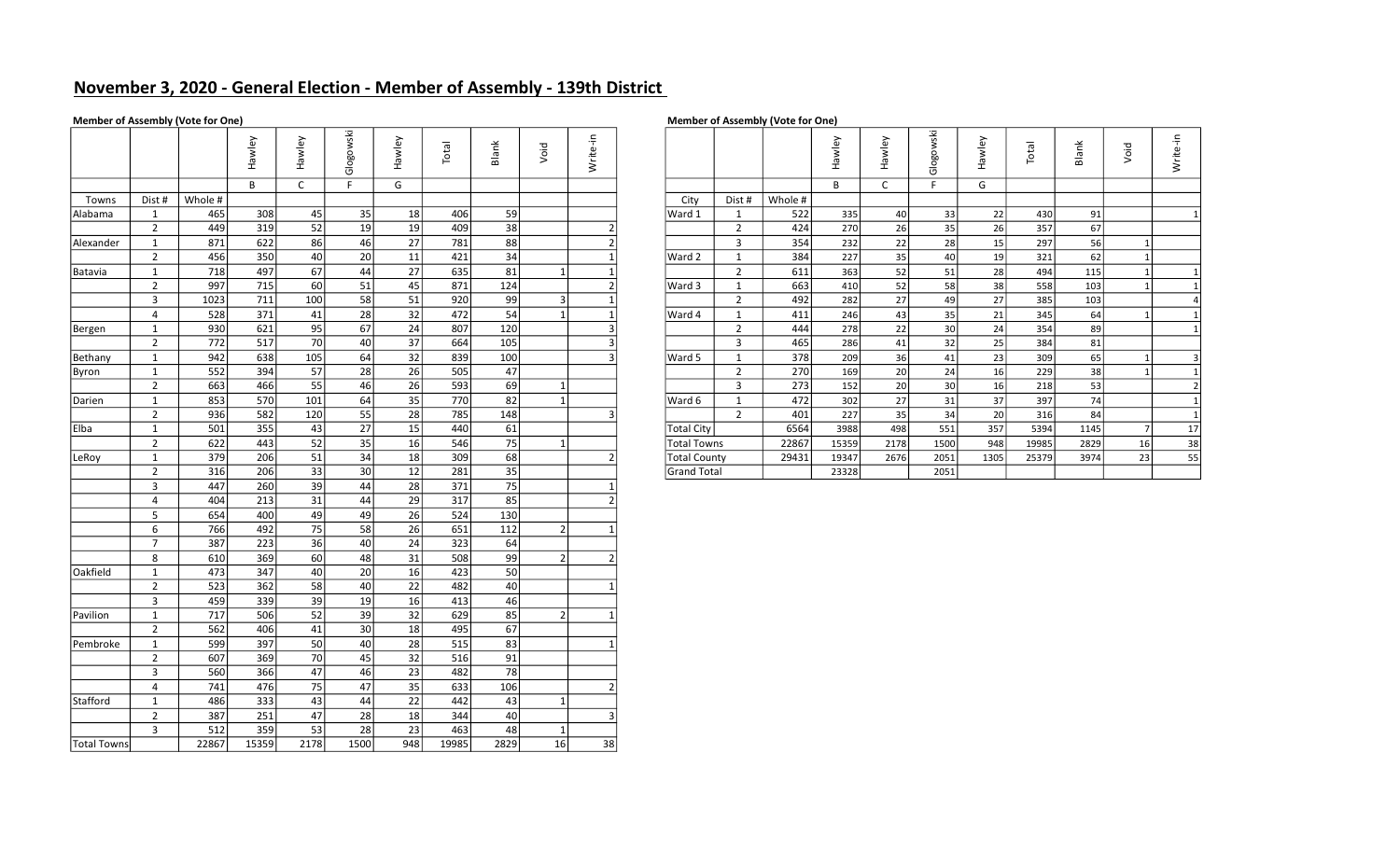## November 3, 2020 - General Election - Member of Assembly - 139th District

**Member of Assembly (Vote for One)**

| | | | Hawley | Hawley | Glogowski | Hawley | Total | Blank | Void | Write-in |
|---|---|---|---|---|---|---|---|---|---|---|
| | | | B | C | F | G | | | | |
| Towns | Dist # | Whole # | | | | | | | | |
| Alabama | 1 | 465 | 308 | 45 | 35 | 18 | 406 | 59 | | |
| | 2 | 449 | 319 | 52 | 19 | 19 | 409 | 38 | | 2 |
| Alexander | 1 | 871 | 622 | 86 | 46 | 27 | 781 | 88 | | 2 |
| | 2 | 456 | 350 | 40 | 20 | 11 | 421 | 34 | | 1 |
| Batavia | 1 | 718 | 497 | 67 | 44 | 27 | 635 | 81 | 1 | 1 |
| | 2 | 997 | 715 | 60 | 51 | 45 | 871 | 124 | | 2 |
| | 3 | 1023 | 711 | 100 | 58 | 51 | 920 | 99 | 3 | 1 |
| | 4 | 528 | 371 | 41 | 28 | 32 | 472 | 54 | 1 | 1 |
| Bergen | 1 | 930 | 621 | 95 | 67 | 24 | 807 | 120 | | 3 |
| | 2 | 772 | 517 | 70 | 40 | 37 | 664 | 105 | | 3 |
| Bethany | 1 | 942 | 638 | 105 | 64 | 32 | 839 | 100 | | 3 |
| Byron | 1 | 552 | 394 | 57 | 28 | 26 | 505 | 47 | | |
| | 2 | 663 | 466 | 55 | 46 | 26 | 593 | 69 | 1 | |
| Darien | 1 | 853 | 570 | 101 | 64 | 35 | 770 | 82 | 1 | |
| | 2 | 936 | 582 | 120 | 55 | 28 | 785 | 148 | | 3 |
| Elba | 1 | 501 | 355 | 43 | 27 | 15 | 440 | 61 | | |
| | 2 | 622 | 443 | 52 | 35 | 16 | 546 | 75 | 1 | |
| LeRoy | 1 | 379 | 206 | 51 | 34 | 18 | 309 | 68 | | 2 |
| | 2 | 316 | 206 | 33 | 30 | 12 | 281 | 35 | | |
| | 3 | 447 | 260 | 39 | 44 | 28 | 371 | 75 | | 1 |
| | 4 | 404 | 213 | 31 | 44 | 29 | 317 | 85 | | 2 |
| | 5 | 654 | 400 | 49 | 49 | 26 | 524 | 130 | | |
| | 6 | 766 | 492 | 75 | 58 | 26 | 651 | 112 | 2 | 1 |
| | 7 | 387 | 223 | 36 | 40 | 24 | 323 | 64 | | |
| | 8 | 610 | 369 | 60 | 48 | 31 | 508 | 99 | 2 | 2 |
| Oakfield | 1 | 473 | 347 | 40 | 20 | 16 | 423 | 50 | | |
| | 2 | 523 | 362 | 58 | 40 | 22 | 482 | 40 | | 1 |
| | 3 | 459 | 339 | 39 | 19 | 16 | 413 | 46 | | |
| Pavilion | 1 | 717 | 506 | 52 | 39 | 32 | 629 | 85 | 2 | 1 |
| | 2 | 562 | 406 | 41 | 30 | 18 | 495 | 67 | | |
| Pembroke | 1 | 599 | 397 | 50 | 40 | 28 | 515 | 83 | | 1 |
| | 2 | 607 | 369 | 70 | 45 | 32 | 516 | 91 | | |
| | 3 | 560 | 366 | 47 | 46 | 23 | 482 | 78 | | |
| | 4 | 741 | 476 | 75 | 47 | 35 | 633 | 106 | | 2 |
| Stafford | 1 | 486 | 333 | 43 | 44 | 22 | 442 | 43 | 1 | |
| | 2 | 387 | 251 | 47 | 28 | 18 | 344 | 40 | | 3 |
| | 3 | 512 | 359 | 53 | 28 | 23 | 463 | 48 | 1 | |
| Total Towns | | 22867 | 15359 | 2178 | 1500 | 948 | 19985 | 2829 | 16 | 38 |

**Member of Assembly (Vote for One)**

| | | | Hawley | Hawley | Glogowski | Hawley | Total | Blank | Void | Write-in |
|---|---|---|---|---|---|---|---|---|---|---|
| | | | B | C | F | G | | | | |
| City | Dist # | Whole # | | | | | | | | |
| Ward 1 | 1 | 522 | 335 | 40 | 33 | 22 | 430 | 91 | | 1 |
| | 2 | 424 | 270 | 26 | 35 | 26 | 357 | 67 | | |
| | 3 | 354 | 232 | 22 | 28 | 15 | 297 | 56 | 1 | |
| Ward 2 | 1 | 384 | 227 | 35 | 40 | 19 | 321 | 62 | 1 | |
| | 2 | 611 | 363 | 52 | 51 | 28 | 494 | 115 | 1 | 1 |
| Ward 3 | 1 | 663 | 410 | 52 | 58 | 38 | 558 | 103 | 1 | 1 |
| | 2 | 492 | 282 | 27 | 49 | 27 | 385 | 103 | | 4 |
| Ward 4 | 1 | 411 | 246 | 43 | 35 | 21 | 345 | 64 | 1 | 1 |
| | 2 | 444 | 278 | 22 | 30 | 24 | 354 | 89 | | 1 |
| | 3 | 465 | 286 | 41 | 32 | 25 | 384 | 81 | | |
| Ward 5 | 1 | 378 | 209 | 36 | 41 | 23 | 309 | 65 | 1 | 3 |
| | 2 | 270 | 169 | 20 | 24 | 16 | 229 | 38 | 1 | 1 |
| | 3 | 273 | 152 | 20 | 30 | 16 | 218 | 53 | | 2 |
| Ward 6 | 1 | 472 | 302 | 27 | 31 | 37 | 397 | 74 | | 1 |
| | 2 | 401 | 227 | 35 | 34 | 20 | 316 | 84 | | 1 |
| Total City | | 6564 | 3988 | 498 | 551 | 357 | 5394 | 1145 | 7 | 17 |
| Total Towns | | 22867 | 15359 | 2178 | 1500 | 948 | 19985 | 2829 | 16 | 38 |
| Total County | | 29431 | 19347 | 2676 | 2051 | 1305 | 25379 | 3974 | 23 | 55 |
| Grand Total | | | 23328 | | 2051 | | | | | |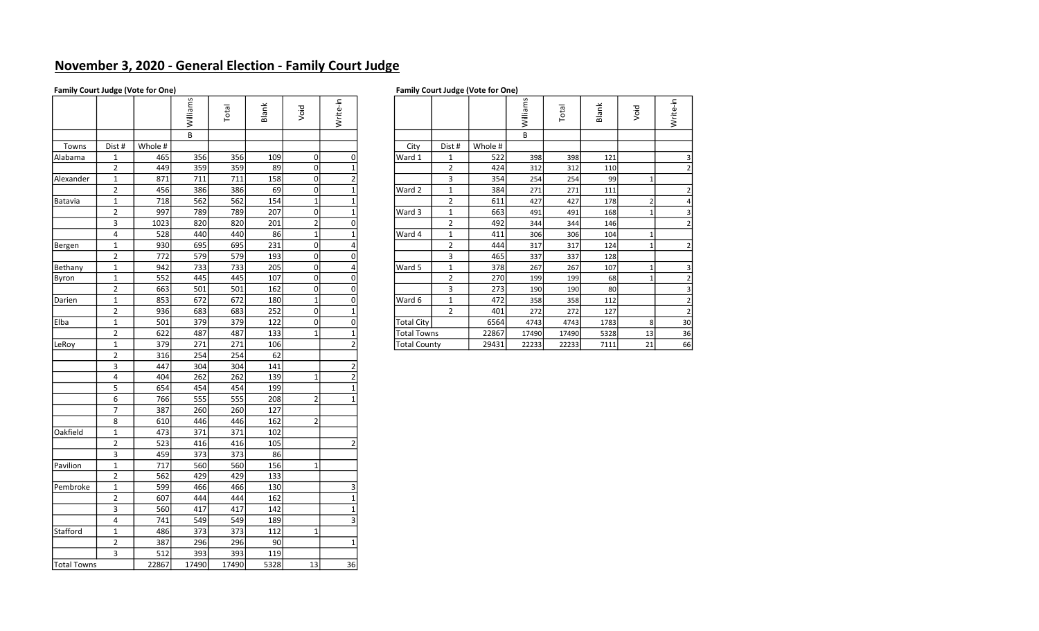# November 3, 2020 - General Election - Family Court Judge

**Family Court Judge (Vote for One)**

| | | | Williams | Total | Blank | Void | Write-in |
|---|---|---|---|---|---|---|---|
| | | | B | | | | |
| Towns | Dist # | Whole # | | | | | |
| Alabama | 1 | 465 | 356 | 356 | 109 | 0 | 0 |
| | 2 | 449 | 359 | 359 | 89 | 0 | 1 |
| Alexander | 1 | 871 | 711 | 711 | 158 | 0 | 2 |
| | 2 | 456 | 386 | 386 | 69 | 0 | 1 |
| Batavia | 1 | 718 | 562 | 562 | 154 | 1 | 1 |
| | 2 | 997 | 789 | 789 | 207 | 0 | 1 |
| | 3 | 1023 | 820 | 820 | 201 | 2 | 0 |
| | 4 | 528 | 440 | 440 | 86 | 1 | 1 |
| Bergen | 1 | 930 | 695 | 695 | 231 | 0 | 4 |
| | 2 | 772 | 579 | 579 | 193 | 0 | 0 |
| Bethany | 1 | 942 | 733 | 733 | 205 | 0 | 4 |
| Byron | 1 | 552 | 445 | 445 | 107 | 0 | 0 |
| | 2 | 663 | 501 | 501 | 162 | 0 | 0 |
| Darien | 1 | 853 | 672 | 672 | 180 | 1 | 0 |
| | 2 | 936 | 683 | 683 | 252 | 0 | 1 |
| Elba | 1 | 501 | 379 | 379 | 122 | 0 | 0 |
| | 2 | 622 | 487 | 487 | 133 | 1 | 1 |
| LeRoy | 1 | 379 | 271 | 271 | 106 | | 2 |
| | 2 | 316 | 254 | 254 | 62 | | |
| | 3 | 447 | 304 | 304 | 141 | | 2 |
| | 4 | 404 | 262 | 262 | 139 | 1 | 2 |
| | 5 | 654 | 454 | 454 | 199 | | 1 |
| | 6 | 766 | 555 | 555 | 208 | 2 | 1 |
| | 7 | 387 | 260 | 260 | 127 | | |
| | 8 | 610 | 446 | 446 | 162 | 2 | |
| Oakfield | 1 | 473 | 371 | 371 | 102 | | |
| | 2 | 523 | 416 | 416 | 105 | | 2 |
| | 3 | 459 | 373 | 373 | 86 | | |
| Pavilion | 1 | 717 | 560 | 560 | 156 | 1 | |
| | 2 | 562 | 429 | 429 | 133 | | |
| Pembroke | 1 | 599 | 466 | 466 | 130 | | 3 |
| | 2 | 607 | 444 | 444 | 162 | | 1 |
| | 3 | 560 | 417 | 417 | 142 | | 1 |
| | 4 | 741 | 549 | 549 | 189 | | 3 |
| Stafford | 1 | 486 | 373 | 373 | 112 | 1 | |
| | 2 | 387 | 296 | 296 | 90 | | 1 |
| | 3 | 512 | 393 | 393 | 119 | | |
| Total Towns | | 22867 | 17490 | 17490 | 5328 | 13 | 36 |

**Family Court Judge (Vote for One)**

| | | | Williams | Total | Blank | Void | Write-in |
|---|---|---|---|---|---|---|---|
| | | | B | | | | |
| City | Dist # | Whole # | | | | | |
| Ward 1 | 1 | 522 | 398 | 398 | 121 | | 3 |
| | 2 | 424 | 312 | 312 | 110 | | 2 |
| | 3 | 354 | 254 | 254 | 99 | 1 | |
| Ward 2 | 1 | 384 | 271 | 271 | 111 | | 2 |
| | 2 | 611 | 427 | 427 | 178 | 2 | 4 |
| Ward 3 | 1 | 663 | 491 | 491 | 168 | 1 | 3 |
| | 2 | 492 | 344 | 344 | 146 | | 2 |
| Ward 4 | 1 | 411 | 306 | 306 | 104 | 1 | |
| | 2 | 444 | 317 | 317 | 124 | 1 | 2 |
| | 3 | 465 | 337 | 337 | 128 | | |
| Ward 5 | 1 | 378 | 267 | 267 | 107 | 1 | 3 |
| | 2 | 270 | 199 | 199 | 68 | 1 | 2 |
| | 3 | 273 | 190 | 190 | 80 | | 3 |
| Ward 6 | 1 | 472 | 358 | 358 | 112 | | 2 |
| | 2 | 401 | 272 | 272 | 127 | | 2 |
| Total City | | 6564 | 4743 | 4743 | 1783 | 8 | 30 |
| Total Towns | | 22867 | 17490 | 17490 | 5328 | 13 | 36 |
| Total County | | 29431 | 22233 | 22233 | 7111 | 21 | 66 |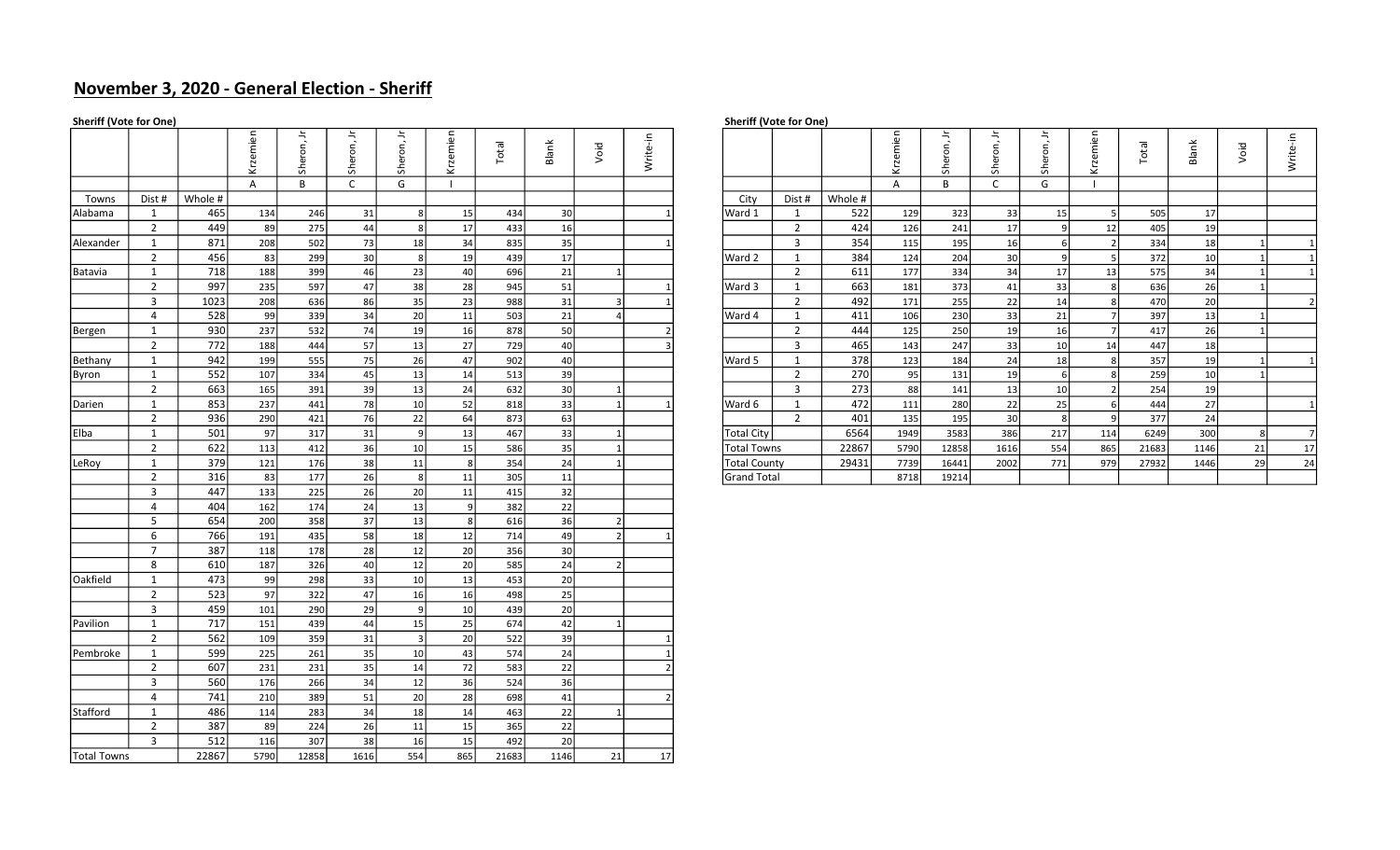## November 3, 2020 - General Election - Sheriff

**Sheriff (Vote for One)**

| | | | Krzemien | Sheron, Jr | Sheron, Jr | Sheron, Jr | Krzemien | Total | Blank | Void | Write-in |
|---|---|---|---|---|---|---|---|---|---|---|---|
| | | | A | B | C | G | I | | | | |
| Towns | Dist # | Whole # | | | | | | | | | |
| Alabama | 1 | 465 | 134 | 246 | 31 | 8 | 15 | 434 | 30 | | 1 |
| | 2 | 449 | 89 | 275 | 44 | 8 | 17 | 433 | 16 | | |
| Alexander | 1 | 871 | 208 | 502 | 73 | 18 | 34 | 835 | 35 | | 1 |
| | 2 | 456 | 83 | 299 | 30 | 8 | 19 | 439 | 17 | | |
| Batavia | 1 | 718 | 188 | 399 | 46 | 23 | 40 | 696 | 21 | 1 | |
| | 2 | 997 | 235 | 597 | 47 | 38 | 28 | 945 | 51 | | 1 |
| | 3 | 1023 | 208 | 636 | 86 | 35 | 23 | 988 | 31 | 3 | 1 |
| | 4 | 528 | 99 | 339 | 34 | 20 | 11 | 503 | 21 | 4 | |
| Bergen | 1 | 930 | 237 | 532 | 74 | 19 | 16 | 878 | 50 | | 2 |
| | 2 | 772 | 188 | 444 | 57 | 13 | 27 | 729 | 40 | | 3 |
| Bethany | 1 | 942 | 199 | 555 | 75 | 26 | 47 | 902 | 40 | | |
| Byron | 1 | 552 | 107 | 334 | 45 | 13 | 14 | 513 | 39 | | |
| | 2 | 663 | 165 | 391 | 39 | 13 | 24 | 632 | 30 | 1 | |
| Darien | 1 | 853 | 237 | 441 | 78 | 10 | 52 | 818 | 33 | 1 | 1 |
| | 2 | 936 | 290 | 421 | 76 | 22 | 64 | 873 | 63 | | |
| Elba | 1 | 501 | 97 | 317 | 31 | 9 | 13 | 467 | 33 | 1 | |
| | 2 | 622 | 113 | 412 | 36 | 10 | 15 | 586 | 35 | 1 | |
| LeRoy | 1 | 379 | 121 | 176 | 38 | 11 | 8 | 354 | 24 | 1 | |
| | 2 | 316 | 83 | 177 | 26 | 8 | 11 | 305 | 11 | | |
| | 3 | 447 | 133 | 225 | 26 | 20 | 11 | 415 | 32 | | |
| | 4 | 404 | 162 | 174 | 24 | 13 | 9 | 382 | 22 | | |
| | 5 | 654 | 200 | 358 | 37 | 13 | 8 | 616 | 36 | 2 | |
| | 6 | 766 | 191 | 435 | 58 | 18 | 12 | 714 | 49 | 2 | 1 |
| | 7 | 387 | 118 | 178 | 28 | 12 | 20 | 356 | 30 | | |
| | 8 | 610 | 187 | 326 | 40 | 12 | 20 | 585 | 24 | 2 | |
| Oakfield | 1 | 473 | 99 | 298 | 33 | 10 | 13 | 453 | 20 | | |
| | 2 | 523 | 97 | 322 | 47 | 16 | 16 | 498 | 25 | | |
| | 3 | 459 | 101 | 290 | 29 | 9 | 10 | 439 | 20 | | |
| Pavilion | 1 | 717 | 151 | 439 | 44 | 15 | 25 | 674 | 42 | 1 | |
| | 2 | 562 | 109 | 359 | 31 | 3 | 20 | 522 | 39 | | 1 |
| Pembroke | 1 | 599 | 225 | 261 | 35 | 10 | 43 | 574 | 24 | | 1 |
| | 2 | 607 | 231 | 231 | 35 | 14 | 72 | 583 | 22 | | 2 |
| | 3 | 560 | 176 | 266 | 34 | 12 | 36 | 524 | 36 | | |
| | 4 | 741 | 210 | 389 | 51 | 20 | 28 | 698 | 41 | | 2 |
| Stafford | 1 | 486 | 114 | 283 | 34 | 18 | 14 | 463 | 22 | 1 | |
| | 2 | 387 | 89 | 224 | 26 | 11 | 15 | 365 | 22 | | |
| | 3 | 512 | 116 | 307 | 38 | 16 | 15 | 492 | 20 | | |
| Total Towns | | 22867 | 5790 | 12858 | 1616 | 554 | 865 | 21683 | 1146 | 21 | 17 |

**Sheriff (Vote for One)**

| | | | Krzemien | Sheron, Jr | Sheron, Jr | Sheron, Jr | Krzemien | Total | Blank | Void | Write-in |
|---|---|---|---|---|---|---|---|---|---|---|---|
| | | | A | B | C | G | I | | | | |
| City | Dist # | Whole # | | | | | | | | | |
| Ward 1 | 1 | 522 | 129 | 323 | 33 | 15 | 5 | 505 | 17 | | |
| | 2 | 424 | 126 | 241 | 17 | 9 | 12 | 405 | 19 | | |
| | 3 | 354 | 115 | 195 | 16 | 6 | 2 | 334 | 18 | 1 | 1 |
| Ward 2 | 1 | 384 | 124 | 204 | 30 | 9 | 5 | 372 | 10 | 1 | 1 |
| | 2 | 611 | 177 | 334 | 34 | 17 | 13 | 575 | 34 | 1 | 1 |
| Ward 3 | 1 | 663 | 181 | 373 | 41 | 33 | 8 | 636 | 26 | 1 | |
| | 2 | 492 | 171 | 255 | 22 | 14 | 8 | 470 | 20 | | 2 |
| Ward 4 | 1 | 411 | 106 | 230 | 33 | 21 | 7 | 397 | 13 | 1 | |
| | 2 | 444 | 125 | 250 | 19 | 16 | 7 | 417 | 26 | 1 | |
| | 3 | 465 | 143 | 247 | 33 | 10 | 14 | 447 | 18 | | |
| Ward 5 | 1 | 378 | 123 | 184 | 24 | 18 | 8 | 357 | 19 | 1 | 1 |
| | 2 | 270 | 95 | 131 | 19 | 6 | 8 | 259 | 10 | 1 | |
| | 3 | 273 | 88 | 141 | 13 | 10 | 2 | 254 | 19 | | |
| Ward 6 | 1 | 472 | 111 | 280 | 22 | 25 | 6 | 444 | 27 | | 1 |
| | 2 | 401 | 135 | 195 | 30 | 8 | 9 | 377 | 24 | | |
| Total City | | 6564 | 1949 | 3583 | 386 | 217 | 114 | 6249 | 300 | 8 | 7 |
| Total Towns | | 22867 | 5790 | 12858 | 1616 | 554 | 865 | 21683 | 1146 | 21 | 17 |
| Total County | | 29431 | 7739 | 16441 | 2002 | 771 | 979 | 27932 | 1446 | 29 | 24 |
| Grand Total | | | 8718 | 19214 | | | | | | | |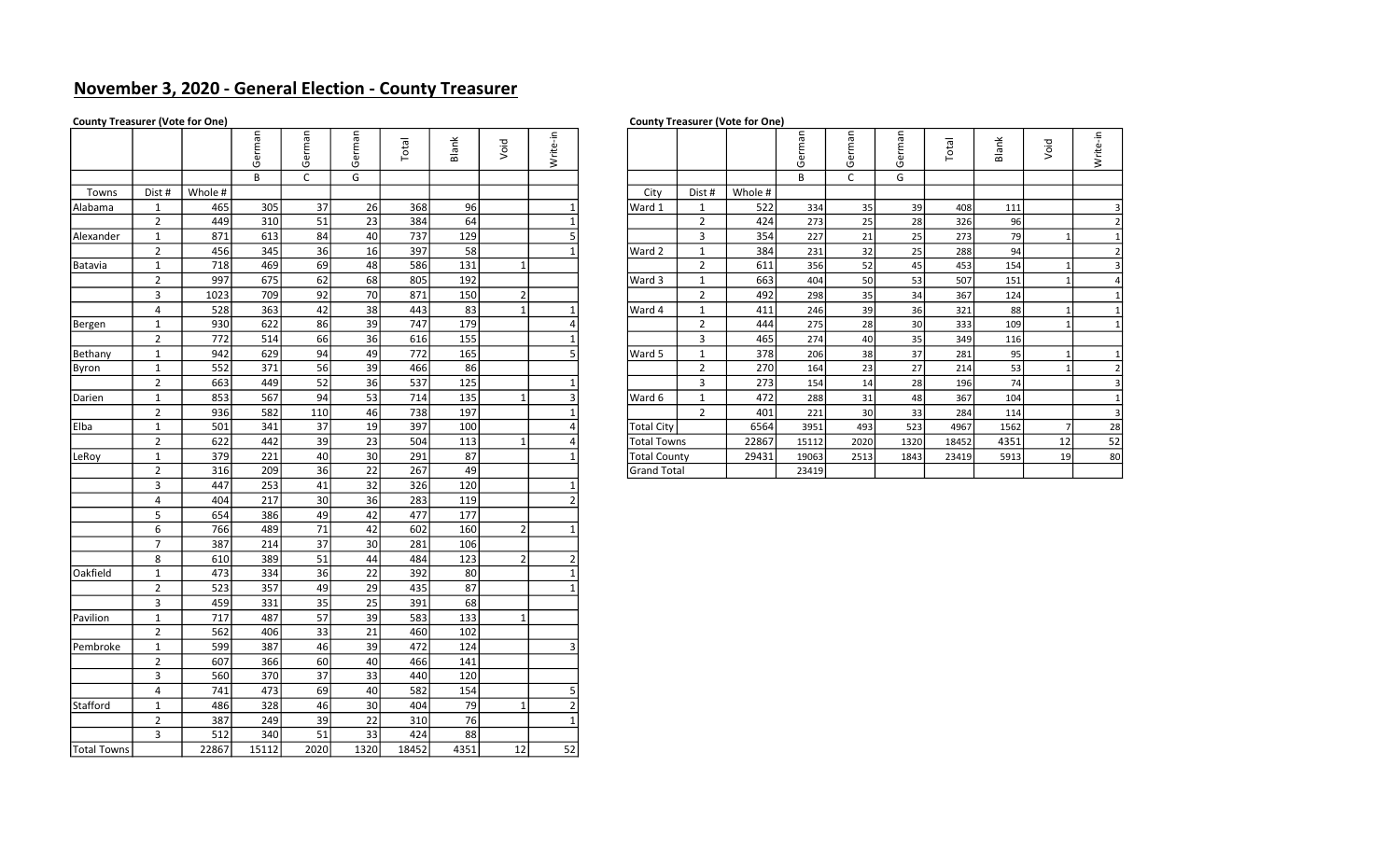## November 3, 2020 - General Election - County Treasurer

**County Treasurer (Vote for One)**

| | | | German | German | German | Total | Blank | Void | Write-in |
|---|---|---|---|---|---|---|---|---|---|
| | | | B | C | G | | | | |
| Towns | Dist # | Whole # | | | | | | | |
| Alabama | 1 | 465 | 305 | 37 | 26 | 368 | 96 | | 1 |
| | 2 | 449 | 310 | 51 | 23 | 384 | 64 | | 1 |
| Alexander | 1 | 871 | 613 | 84 | 40 | 737 | 129 | | 5 |
| | 2 | 456 | 345 | 36 | 16 | 397 | 58 | | 1 |
| Batavia | 1 | 718 | 469 | 69 | 48 | 586 | 131 | 1 | |
| | 2 | 997 | 675 | 62 | 68 | 805 | 192 | | |
| | 3 | 1023 | 709 | 92 | 70 | 871 | 150 | 2 | |
| | 4 | 528 | 363 | 42 | 38 | 443 | 83 | 1 | 1 |
| Bergen | 1 | 930 | 622 | 86 | 39 | 747 | 179 | | 4 |
| | 2 | 772 | 514 | 66 | 36 | 616 | 155 | | 1 |
| Bethany | 1 | 942 | 629 | 94 | 49 | 772 | 165 | | 5 |
| Byron | 1 | 552 | 371 | 56 | 39 | 466 | 86 | | |
| | 2 | 663 | 449 | 52 | 36 | 537 | 125 | | 1 |
| Darien | 1 | 853 | 567 | 94 | 53 | 714 | 135 | 1 | 3 |
| | 2 | 936 | 582 | 110 | 46 | 738 | 197 | | 1 |
| Elba | 1 | 501 | 341 | 37 | 19 | 397 | 100 | | 4 |
| | 2 | 622 | 442 | 39 | 23 | 504 | 113 | 1 | 4 |
| LeRoy | 1 | 379 | 221 | 40 | 30 | 291 | 87 | | 1 |
| | 2 | 316 | 209 | 36 | 22 | 267 | 49 | | |
| | 3 | 447 | 253 | 41 | 32 | 326 | 120 | | 1 |
| | 4 | 404 | 217 | 30 | 36 | 283 | 119 | | 2 |
| | 5 | 654 | 386 | 49 | 42 | 477 | 177 | | |
| | 6 | 766 | 489 | 71 | 42 | 602 | 160 | 2 | 1 |
| | 7 | 387 | 214 | 37 | 30 | 281 | 106 | | |
| | 8 | 610 | 389 | 51 | 44 | 484 | 123 | 2 | 2 |
| Oakfield | 1 | 473 | 334 | 36 | 22 | 392 | 80 | | 1 |
| | 2 | 523 | 357 | 49 | 29 | 435 | 87 | | 1 |
| | 3 | 459 | 331 | 35 | 25 | 391 | 68 | | |
| Pavilion | 1 | 717 | 487 | 57 | 39 | 583 | 133 | 1 | |
| | 2 | 562 | 406 | 33 | 21 | 460 | 102 | | |
| Pembroke | 1 | 599 | 387 | 46 | 39 | 472 | 124 | | 3 |
| | 2 | 607 | 366 | 60 | 40 | 466 | 141 | | |
| | 3 | 560 | 370 | 37 | 33 | 440 | 120 | | |
| | 4 | 741 | 473 | 69 | 40 | 582 | 154 | | 5 |
| Stafford | 1 | 486 | 328 | 46 | 30 | 404 | 79 | 1 | 2 |
| | 2 | 387 | 249 | 39 | 22 | 310 | 76 | | 1 |
| | 3 | 512 | 340 | 51 | 33 | 424 | 88 | | |
| Total Towns | | 22867 | 15112 | 2020 | 1320 | 18452 | 4351 | 12 | 52 |

**County Treasurer (Vote for One)**

| | | | German | German | German | Total | Blank | Void | Write-in |
|---|---|---|---|---|---|---|---|---|---|
| | | | B | C | G | | | | |
| City | Dist # | Whole # | | | | | | | |
| Ward 1 | 1 | 522 | 334 | 35 | 39 | 408 | 111 | | 3 |
| | 2 | 424 | 273 | 25 | 28 | 326 | 96 | | 2 |
| | 3 | 354 | 227 | 21 | 25 | 273 | 79 | 1 | 1 |
| Ward 2 | 1 | 384 | 231 | 32 | 25 | 288 | 94 | | 2 |
| | 2 | 611 | 356 | 52 | 45 | 453 | 154 | 1 | 3 |
| Ward 3 | 1 | 663 | 404 | 50 | 53 | 507 | 151 | 1 | 4 |
| | 2 | 492 | 298 | 35 | 34 | 367 | 124 | | 1 |
| Ward 4 | 1 | 411 | 246 | 39 | 36 | 321 | 88 | 1 | 1 |
| | 2 | 444 | 275 | 28 | 30 | 333 | 109 | 1 | 1 |
| | 3 | 465 | 274 | 40 | 35 | 349 | 116 | | |
| Ward 5 | 1 | 378 | 206 | 38 | 37 | 281 | 95 | 1 | 1 |
| | 2 | 270 | 164 | 23 | 27 | 214 | 53 | 1 | 2 |
| | 3 | 273 | 154 | 14 | 28 | 196 | 74 | | 3 |
| Ward 6 | 1 | 472 | 288 | 31 | 48 | 367 | 104 | | 1 |
| | 2 | 401 | 221 | 30 | 33 | 284 | 114 | | 3 |
| Total City | | 6564 | 3951 | 493 | 523 | 4967 | 1562 | 7 | 28 |
| Total Towns | | 22867 | 15112 | 2020 | 1320 | 18452 | 4351 | 12 | 52 |
| Total County | | 29431 | 19063 | 2513 | 1843 | 23419 | 5913 | 19 | 80 |
| Grand Total | | | 23419 | | | | | | |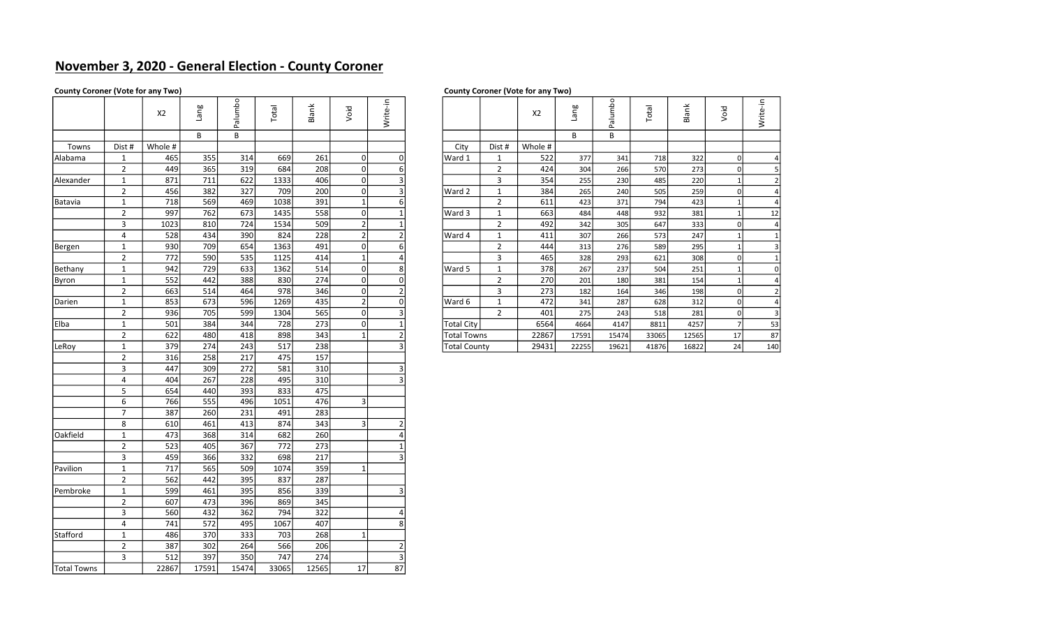## November 3, 2020 - General Election - County Coroner

**County Coroner (Vote for any Two)**

| | | X2 | Lang | Palumbo | Total | Blank | Void | Write-in |
|---|---|---|---|---|---|---|---|---|
| | | | B | B | | | | |
| Towns | Dist # | Whole # | | | | | | |
| Alabama | 1 | 465 | 355 | 314 | 669 | 261 | 0 | 0 |
| | 2 | 449 | 365 | 319 | 684 | 208 | 0 | 6 |
| Alexander | 1 | 871 | 711 | 622 | 1333 | 406 | 0 | 3 |
| | 2 | 456 | 382 | 327 | 709 | 200 | 0 | 3 |
| Batavia | 1 | 718 | 569 | 469 | 1038 | 391 | 1 | 6 |
| | 2 | 997 | 762 | 673 | 1435 | 558 | 0 | 1 |
| | 3 | 1023 | 810 | 724 | 1534 | 509 | 2 | 1 |
| | 4 | 528 | 434 | 390 | 824 | 228 | 2 | 2 |
| Bergen | 1 | 930 | 709 | 654 | 1363 | 491 | 0 | 6 |
| | 2 | 772 | 590 | 535 | 1125 | 414 | 1 | 4 |
| Bethany | 1 | 942 | 729 | 633 | 1362 | 514 | 0 | 8 |
| Byron | 1 | 552 | 442 | 388 | 830 | 274 | 0 | 0 |
| | 2 | 663 | 514 | 464 | 978 | 346 | 0 | 2 |
| Darien | 1 | 853 | 673 | 596 | 1269 | 435 | 2 | 0 |
| | 2 | 936 | 705 | 599 | 1304 | 565 | 0 | 3 |
| Elba | 1 | 501 | 384 | 344 | 728 | 273 | 0 | 1 |
| | 2 | 622 | 480 | 418 | 898 | 343 | 1 | 2 |
| LeRoy | 1 | 379 | 274 | 243 | 517 | 238 | | 3 |
| | 2 | 316 | 258 | 217 | 475 | 157 | | |
| | 3 | 447 | 309 | 272 | 581 | 310 | | 3 |
| | 4 | 404 | 267 | 228 | 495 | 310 | | 3 |
| | 5 | 654 | 440 | 393 | 833 | 475 | | |
| | 6 | 766 | 555 | 496 | 1051 | 476 | 3 | |
| | 7 | 387 | 260 | 231 | 491 | 283 | | |
| | 8 | 610 | 461 | 413 | 874 | 343 | 3 | 2 |
| Oakfield | 1 | 473 | 368 | 314 | 682 | 260 | | 4 |
| | 2 | 523 | 405 | 367 | 772 | 273 | | 1 |
| | 3 | 459 | 366 | 332 | 698 | 217 | | 3 |
| Pavilion | 1 | 717 | 565 | 509 | 1074 | 359 | 1 | |
| | 2 | 562 | 442 | 395 | 837 | 287 | | |
| Pembroke | 1 | 599 | 461 | 395 | 856 | 339 | | 3 |
| | 2 | 607 | 473 | 396 | 869 | 345 | | |
| | 3 | 560 | 432 | 362 | 794 | 322 | | 4 |
| | 4 | 741 | 572 | 495 | 1067 | 407 | | 8 |
| Stafford | 1 | 486 | 370 | 333 | 703 | 268 | 1 | |
| | 2 | 387 | 302 | 264 | 566 | 206 | | 2 |
| | 3 | 512 | 397 | 350 | 747 | 274 | | 3 |
| Total Towns | | 22867 | 17591 | 15474 | 33065 | 12565 | 17 | 87 |

**County Coroner (Vote for any Two)**

| | | X2 | Lang | Palumbo | Total | Blank | Void | Write-in |
|---|---|---|---|---|---|---|---|---|
| | | | B | B | | | | |
| City | Dist # | Whole # | | | | | | |
| Ward 1 | 1 | 522 | 377 | 341 | 718 | 322 | 0 | 4 |
| | 2 | 424 | 304 | 266 | 570 | 273 | 0 | 5 |
| | 3 | 354 | 255 | 230 | 485 | 220 | 1 | 2 |
| Ward 2 | 1 | 384 | 265 | 240 | 505 | 259 | 0 | 4 |
| | 2 | 611 | 423 | 371 | 794 | 423 | 1 | 4 |
| Ward 3 | 1 | 663 | 484 | 448 | 932 | 381 | 1 | 12 |
| | 2 | 492 | 342 | 305 | 647 | 333 | 0 | 4 |
| Ward 4 | 1 | 411 | 307 | 266 | 573 | 247 | 1 | 1 |
| | 2 | 444 | 313 | 276 | 589 | 295 | 1 | 3 |
| | 3 | 465 | 328 | 293 | 621 | 308 | 0 | 1 |
| Ward 5 | 1 | 378 | 267 | 237 | 504 | 251 | 1 | 0 |
| | 2 | 270 | 201 | 180 | 381 | 154 | 1 | 4 |
| | 3 | 273 | 182 | 164 | 346 | 198 | 0 | 2 |
| Ward 6 | 1 | 472 | 341 | 287 | 628 | 312 | 0 | 4 |
| | 2 | 401 | 275 | 243 | 518 | 281 | 0 | 3 |
| Total City | | 6564 | 4664 | 4147 | 8811 | 4257 | 7 | 53 |
| Total Towns | | 22867 | 17591 | 15474 | 33065 | 12565 | 17 | 87 |
| Total County | | 29431 | 22255 | 19621 | 41876 | 16822 | 24 | 140 |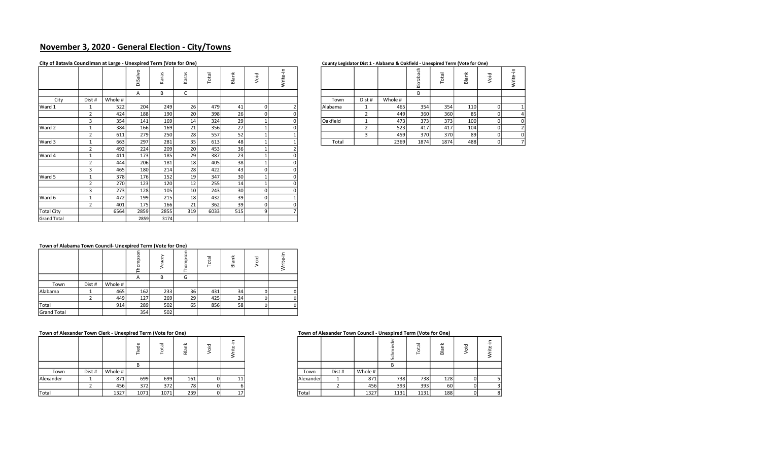# November 3, 2020 - General Election - City/Towns

**City of Batavia Councilman at Large - Unexpired Term (Vote for One)**

| | | | DiSalvo | Karas | Karas | Total | Blank | Void | Write-in |
|---|---|---|---|---|---|---|---|---|---|
| | | | A | B | C | | | | |
| City | Dist # | Whole # | | | | | | | |
| Ward 1 | 1 | 522 | 204 | 249 | 26 | 479 | 41 | 0 | 2 |
| | 2 | 424 | 188 | 190 | 20 | 398 | 26 | 0 | 0 |
| | 3 | 354 | 141 | 169 | 14 | 324 | 29 | 1 | 0 |
| Ward 2 | 1 | 384 | 166 | 169 | 21 | 356 | 27 | 1 | 0 |
| | 2 | 611 | 279 | 250 | 28 | 557 | 52 | 1 | 1 |
| Ward 3 | 1 | 663 | 297 | 281 | 35 | 613 | 48 | 1 | 1 |
| | 2 | 492 | 224 | 209 | 20 | 453 | 36 | 1 | 2 |
| Ward 4 | 1 | 411 | 173 | 185 | 29 | 387 | 23 | 1 | 0 |
| | 2 | 444 | 206 | 181 | 18 | 405 | 38 | 1 | 0 |
| | 3 | 465 | 180 | 214 | 28 | 422 | 43 | 0 | 0 |
| Ward 5 | 1 | 378 | 176 | 152 | 19 | 347 | 30 | 1 | 0 |
| | 2 | 270 | 123 | 120 | 12 | 255 | 14 | 1 | 0 |
| | 3 | 273 | 128 | 105 | 10 | 243 | 30 | 0 | 0 |
| Ward 6 | 1 | 472 | 199 | 215 | 18 | 432 | 39 | 0 | 1 |
| | 2 | 401 | 175 | 166 | 21 | 362 | 39 | 0 | 0 |
| Total City | | 6564 | 2859 | 2855 | 319 | 6033 | 515 | 9 | 7 |
| Grand Total | | | 2859 | 3174 | | | | | |

**County Legislator Dist 1 - Alabama & Oakfield - Unexpired Term (Vote for One)**

| | | | Klotzbach | Total | Blank | Void | Write-in |
|---|---|---|---|---|---|---|---|
| | | | B | | | | |
| Town | Dist # | Whole # | | | | | |
| Alabama | 1 | 465 | 354 | 354 | 110 | 0 | 1 |
| | 2 | 449 | 360 | 360 | 85 | 0 | 4 |
| Oakfield | 1 | 473 | 373 | 373 | 100 | 0 | 0 |
| | 2 | 523 | 417 | 417 | 104 | 0 | 2 |
| | 3 | 459 | 370 | 370 | 89 | 0 | 0 |
| Total | | 2369 | 1874 | 1874 | 488 | 0 | 7 |

**Town of Alabama Town Council- Unexpired Term (Vote for One)**

| | | | Thompson | Veazey | Thompson | Total | Blank | Void | Write-in |
|---|---|---|---|---|---|---|---|---|---|
| | | | A | B | G | | | | |
| Town | Dist # | Whole # | | | | | | | |
| Alabama | 1 | 465 | 162 | 233 | 36 | 431 | 34 | 0 | 0 |
| | 2 | 449 | 127 | 269 | 29 | 425 | 24 | 0 | 0 |
| Total | | 914 | 289 | 502 | 65 | 856 | 58 | 0 | 0 |
| Grand Total | | | 354 | 502 | | | | | |

**Town of Alexander Town Clerk - Unexpired Term (Vote for One)**

| | | | Tiede | Total | Blank | Void | Write-in |
|---|---|---|---|---|---|---|---|
| | | | B | | | | |
| Town | Dist # | Whole # | | | | | |
| Alexander | 1 | 871 | 699 | 699 | 161 | 0 | 11 |
| | 2 | 456 | 372 | 372 | 78 | 0 | 6 |
| Total | | 1327 | 1071 | 1071 | 239 | 0 | 17 |

**Town of Alexander Town Council - Unexpired Term (Vote for One)**

| | | | Schmieder | Total | Blank | Void | Write-in |
|---|---|---|---|---|---|---|---|
| | | | B | | | | |
| Town | Dist # | Whole # | | | | | |
| Alexander | 1 | 871 | 738 | 738 | 128 | 0 | 5 |
| | 2 | 456 | 393 | 393 | 60 | 0 | 3 |
| Total | | 1327 | 1131 | 1131 | 188 | 0 | 8 |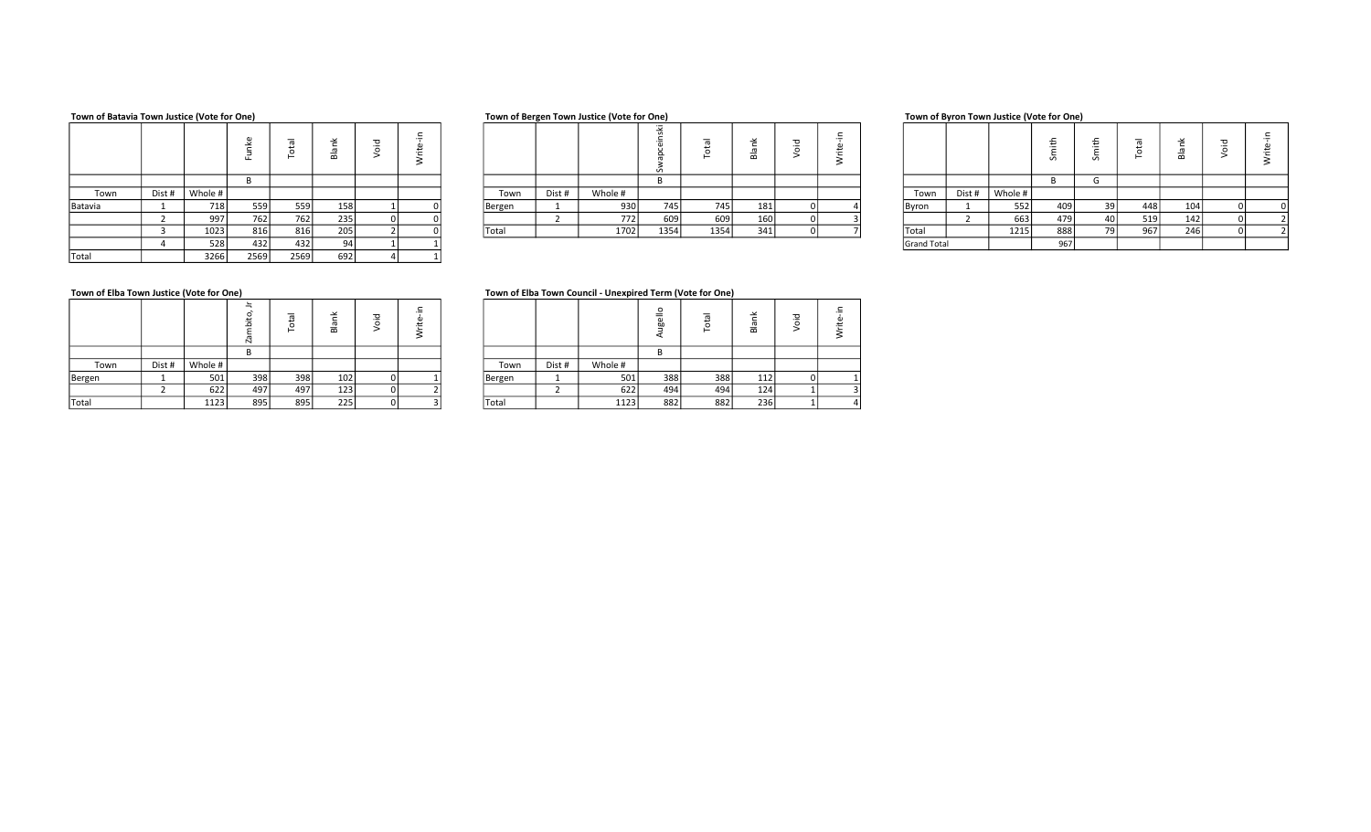**Town of Batavia Town Justice (Vote for One)**

| | | | Funke | Total | Blank | Void | Write-in |
|---|---|---|---|---|---|---|---|
| | | | B | | | | |
| Town | Dist # | Whole # | | | | | |
| Batavia | 1 | 718 | 559 | 559 | 158 | 1 | 0 |
| | 2 | 997 | 762 | 762 | 235 | 0 | 0 |
| | 3 | 1023 | 816 | 816 | 205 | 2 | 0 |
| | 4 | 528 | 432 | 432 | 94 | 1 | 1 |
| Total | | 3266 | 2569 | 2569 | 692 | 4 | 1 |

**Town of Bergen Town Justice (Vote for One)**

| | | | Swapceinski | Total | Blank | Void | Write-in |
|---|---|---|---|---|---|---|---|
| | | | B | | | | |
| Town | Dist # | Whole # | | | | | |
| Bergen | 1 | 930 | 745 | 745 | 181 | 0 | 4 |
| | 2 | 772 | 609 | 609 | 160 | 0 | 3 |
| Total | | 1702 | 1354 | 1354 | 341 | 0 | 7 |

**Town of Byron Town Justice (Vote for One)**

| | | | Smith | Smith | Total | Blank | Void | Write-in |
|---|---|---|---|---|---|---|---|---|
| | | | B | G | | | | |
| Town | Dist # | Whole # | | | | | | |
| Byron | 1 | 552 | 409 | 39 | 448 | 104 | 0 | 0 |
| | 2 | 663 | 479 | 40 | 519 | 142 | 0 | 2 |
| Total | | 1215 | 888 | 79 | 967 | 246 | 0 | 2 |
| Grand Total | | | 967 | | | | | |

**Town of Elba Town Justice (Vote for One)**

| | | | Zambito, Jr | Total | Blank | Void | Write-in |
|---|---|---|---|---|---|---|---|
| | | | B | | | | |
| Town | Dist # | Whole # | | | | | |
| Bergen | 1 | 501 | 398 | 398 | 102 | 0 | 1 |
| | 2 | 622 | 497 | 497 | 123 | 0 | 2 |
| Total | | 1123 | 895 | 895 | 225 | 0 | 3 |

**Town of Elba Town Council - Unexpired Term (Vote for One)**

| | | | Augello | Total | Blank | Void | Write-in |
|---|---|---|---|---|---|---|---|
| | | | B | | | | |
| Town | Dist # | Whole # | | | | | |
| Bergen | 1 | 501 | 388 | 388 | 112 | 0 | 1 |
| | 2 | 622 | 494 | 494 | 124 | 1 | 3 |
| Total | | 1123 | 882 | 882 | 236 | 1 | 4 |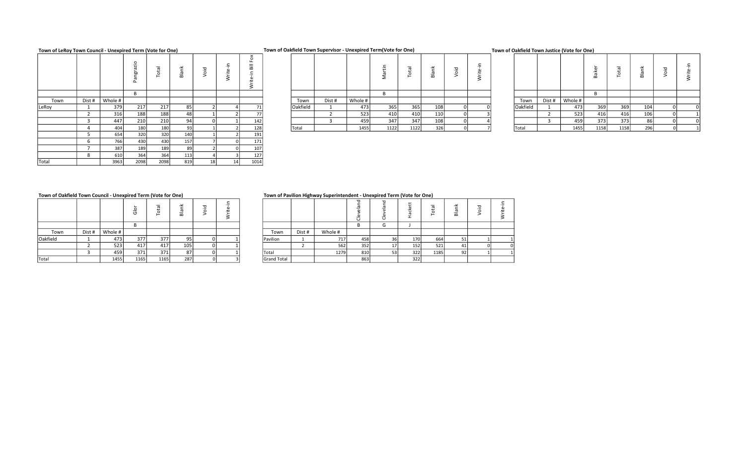### Town of LeRoy Town Council - Unexpired Term (Vote for One)

| | | | Pangrazio | Total | Blank | Void | Write-in | Write-in Bill Fox |
|---|---|---|---|---|---|---|---|---|
| | | | B | | | | | |
| Town | Dist # | Whole # | | | | | | |
| LeRoy | 1 | 379 | 217 | 217 | 85 | 2 | 4 | 71 |
| | 2 | 316 | 188 | 188 | 48 | 1 | 2 | 77 |
| | 3 | 447 | 210 | 210 | 94 | 0 | 1 | 142 |
| | 4 | 404 | 180 | 180 | 93 | 1 | 2 | 128 |
| | 5 | 654 | 320 | 320 | 140 | 1 | 2 | 191 |
| | 6 | 766 | 430 | 430 | 157 | 7 | 0 | 171 |
| | 7 | 387 | 189 | 189 | 89 | 2 | 0 | 107 |
| | 8 | 610 | 364 | 364 | 113 | 4 | 3 | 127 |
| Total | | 3963 | 2098 | 2098 | 819 | 18 | 14 | 1014 |

### Town of Oakfield Town Supervisor - Unexpired Term(Vote for One)

| | | | Martin | Total | Blank | Void | Write-in |
|---|---|---|---|---|---|---|---|
| | | | B | | | | |
| Town | Dist # | Whole # | | | | | |
| Oakfield | 1 | 473 | 365 | 365 | 108 | 0 | 0 |
| | 2 | 523 | 410 | 410 | 110 | 0 | 3 |
| | 3 | 459 | 347 | 347 | 108 | 0 | 4 |
| Total | | 1455 | 1122 | 1122 | 326 | 0 | 7 |

### Town of Oakfield Town Justice (Vote for One)

| | | | Baker | Total | Blank | Void | Write-in |
|---|---|---|---|---|---|---|---|
| | | | B | | | | |
| Town | Dist # | Whole # | | | | | |
| Oakfield | 1 | 473 | 369 | 369 | 104 | 0 | 0 |
| | 2 | 523 | 416 | 416 | 106 | 0 | 1 |
| | 3 | 459 | 373 | 373 | 86 | 0 | 0 |
| Total | | 1455 | 1158 | 1158 | 296 | 0 | 1 |

### Town of Oakfield Town Council - Unexpired Term (Vote for One)

| | | | Glor | Total | Blank | Void | Write-in |
|---|---|---|---|---|---|---|---|
| | | | B | | | | |
| Town | Dist # | Whole # | | | | | |
| Oakfield | 1 | 473 | 377 | 377 | 95 | 0 | 1 |
| | 2 | 523 | 417 | 417 | 105 | 0 | 1 |
| | 3 | 459 | 371 | 371 | 87 | 0 | 1 |
| Total | | 1455 | 1165 | 1165 | 287 | 0 | 3 |

### Town of Pavilion Highway Superintendent - Unexpired Term (Vote for One)

| | | | Cleveland | Cleveland | Hackett | Total | Blank | Void | Write-in |
|---|---|---|---|---|---|---|---|---|---|
| | | | B | G | J | | | | |
| Town | Dist # | Whole # | | | | | | | |
| Pavilion | 1 | 717 | 458 | 36 | 170 | 664 | 51 | 1 | 1 |
| | 2 | 562 | 352 | 17 | 152 | 521 | 41 | 0 | 0 |
| Total | | 1279 | 810 | 53 | 322 | 1185 | 92 | 1 | 1 |
| Grand Total | | | 863 | | 322 | | | | |